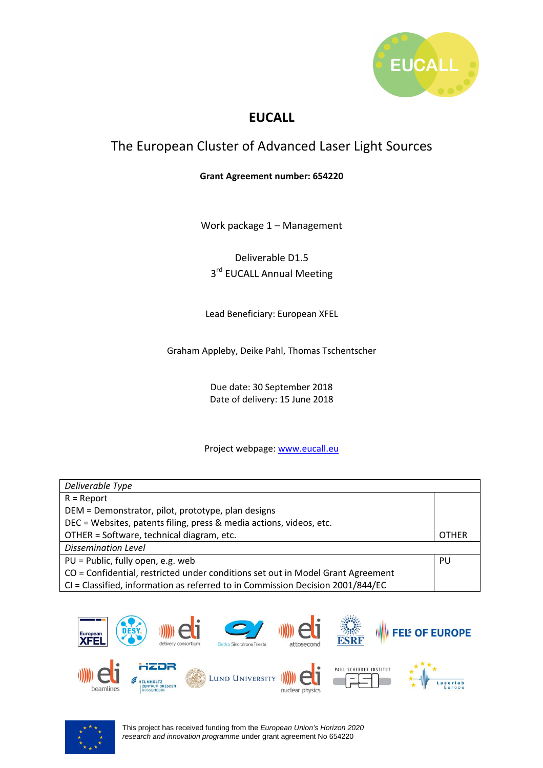# EUCALL

## The European Cluster of Advanced Laser Light Sources

**Grant Agreement number: 654220**

Work package 1 – Management

Deliverable D1.5
3rd EUCALL Annual Meeting

Lead Beneficiary: European XFEL

Graham Appleby, Deike Pahl, Thomas Tschentscher

Due date: 30 September 2018
Date of delivery: 15 June 2018

Project webpage: [www.eucall.eu](http://www.eucall.eu)

| *Deliverable Type* | |
|---|---|
| R = Report<br>DEM = Demonstrator, pilot, prototype, plan designs<br>DEC = Websites, patents filing, press & media actions, videos, etc.<br>OTHER = Software, technical diagram, etc. | OTHER |
| *Dissemination Level* | |
| PU = Public, fully open, e.g. web<br>CO = Confidential, restricted under conditions set out in Model Grant Agreement<br>CI = Classified, information as referred to in Commission Decision 2001/844/EC | PU |

This project has received funding from the *European Union's Horizon 2020 research and innovation programme* under grant agreement No 654220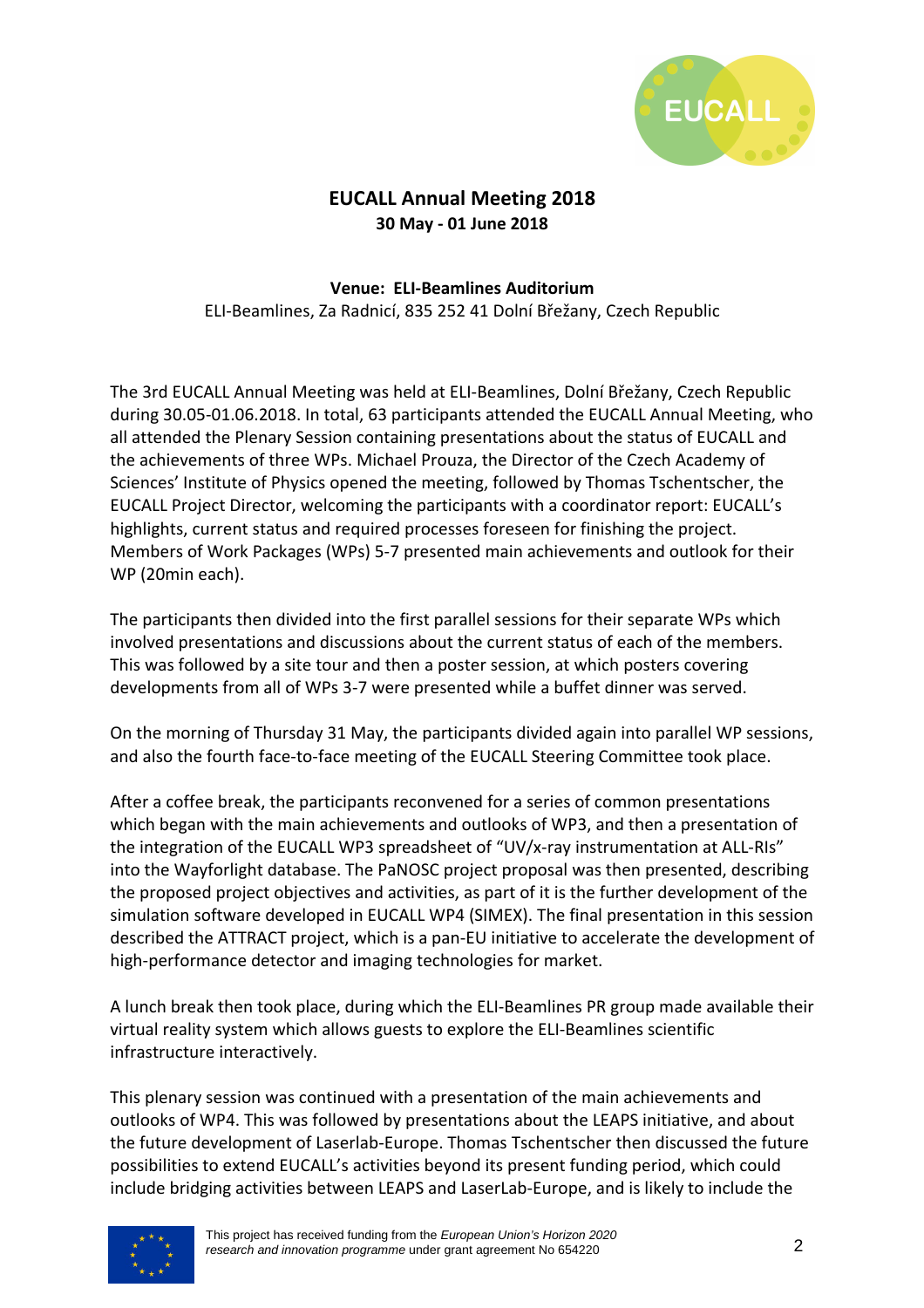# EUCALL Annual Meeting 2018

**30 May - 01 June 2018**

**Venue: ELI-Beamlines Auditorium**

ELI-Beamlines, Za Radnicí, 835 252 41 Dolní Břežany, Czech Republic

The 3rd EUCALL Annual Meeting was held at ELI-Beamlines, Dolní Břežany, Czech Republic during 30.05-01.06.2018. In total, 63 participants attended the EUCALL Annual Meeting, who all attended the Plenary Session containing presentations about the status of EUCALL and the achievements of three WPs. Michael Prouza, the Director of the Czech Academy of Sciences' Institute of Physics opened the meeting, followed by Thomas Tschentscher, the EUCALL Project Director, welcoming the participants with a coordinator report: EUCALL's highlights, current status and required processes foreseen for finishing the project. Members of Work Packages (WPs) 5-7 presented main achievements and outlook for their WP (20min each).

The participants then divided into the first parallel sessions for their separate WPs which involved presentations and discussions about the current status of each of the members. This was followed by a site tour and then a poster session, at which posters covering developments from all of WPs 3-7 were presented while a buffet dinner was served.

On the morning of Thursday 31 May, the participants divided again into parallel WP sessions, and also the fourth face-to-face meeting of the EUCALL Steering Committee took place.

After a coffee break, the participants reconvened for a series of common presentations which began with the main achievements and outlooks of WP3, and then a presentation of the integration of the EUCALL WP3 spreadsheet of "UV/x-ray instrumentation at ALL-RIs" into the Wayforlight database. The PaNOSC project proposal was then presented, describing the proposed project objectives and activities, as part of it is the further development of the simulation software developed in EUCALL WP4 (SIMEX). The final presentation in this session described the ATTRACT project, which is a pan-EU initiative to accelerate the development of high-performance detector and imaging technologies for market.

A lunch break then took place, during which the ELI-Beamlines PR group made available their virtual reality system which allows guests to explore the ELI-Beamlines scientific infrastructure interactively.

This plenary session was continued with a presentation of the main achievements and outlooks of WP4. This was followed by presentations about the LEAPS initiative, and about the future development of Laserlab-Europe. Thomas Tschentscher then discussed the future possibilities to extend EUCALL's activities beyond its present funding period, which could include bridging activities between LEAPS and LaserLab-Europe, and is likely to include the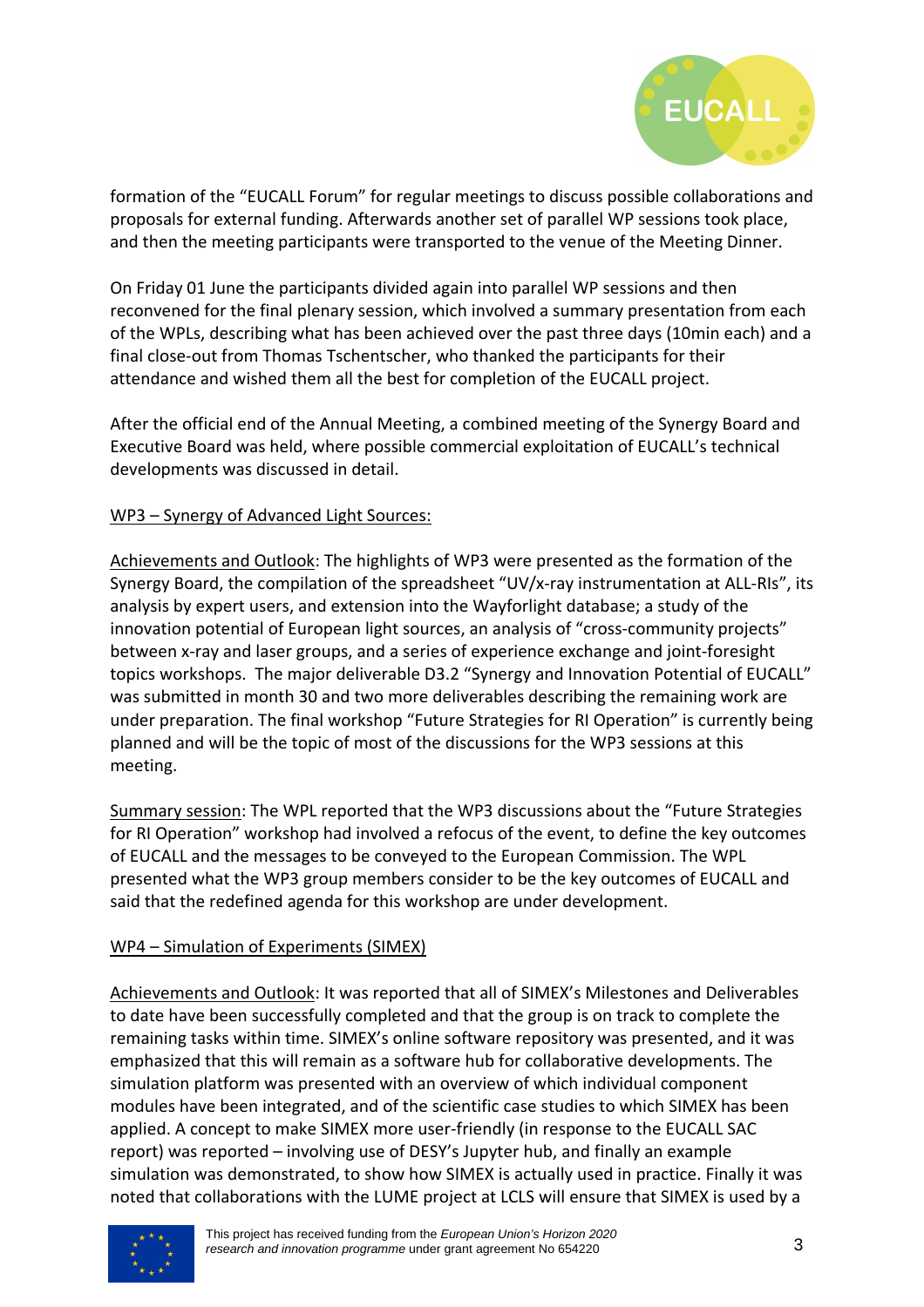formation of the "EUCALL Forum" for regular meetings to discuss possible collaborations and proposals for external funding. Afterwards another set of parallel WP sessions took place, and then the meeting participants were transported to the venue of the Meeting Dinner.

On Friday 01 June the participants divided again into parallel WP sessions and then reconvened for the final plenary session, which involved a summary presentation from each of the WPLs, describing what has been achieved over the past three days (10min each) and a final close-out from Thomas Tschentscher, who thanked the participants for their attendance and wished them all the best for completion of the EUCALL project.

After the official end of the Annual Meeting, a combined meeting of the Synergy Board and Executive Board was held, where possible commercial exploitation of EUCALL's technical developments was discussed in detail.

<u>WP3 – Synergy of Advanced Light Sources:</u>

<u>Achievements and Outlook</u>: The highlights of WP3 were presented as the formation of the Synergy Board, the compilation of the spreadsheet "UV/x-ray instrumentation at ALL-RIs", its analysis by expert users, and extension into the Wayforlight database; a study of the innovation potential of European light sources, an analysis of "cross-community projects" between x-ray and laser groups, and a series of experience exchange and joint-foresight topics workshops. The major deliverable D3.2 "Synergy and Innovation Potential of EUCALL" was submitted in month 30 and two more deliverables describing the remaining work are under preparation. The final workshop "Future Strategies for RI Operation" is currently being planned and will be the topic of most of the discussions for the WP3 sessions at this meeting.

<u>Summary session</u>: The WPL reported that the WP3 discussions about the "Future Strategies for RI Operation" workshop had involved a refocus of the event, to define the key outcomes of EUCALL and the messages to be conveyed to the European Commission. The WPL presented what the WP3 group members consider to be the key outcomes of EUCALL and said that the redefined agenda for this workshop are under development.

<u>WP4 – Simulation of Experiments (SIMEX)</u>

<u>Achievements and Outlook</u>: It was reported that all of SIMEX's Milestones and Deliverables to date have been successfully completed and that the group is on track to complete the remaining tasks within time. SIMEX's online software repository was presented, and it was emphasized that this will remain as a software hub for collaborative developments. The simulation platform was presented with an overview of which individual component modules have been integrated, and of the scientific case studies to which SIMEX has been applied. A concept to make SIMEX more user-friendly (in response to the EUCALL SAC report) was reported – involving use of DESY's Jupyter hub, and finally an example simulation was demonstrated, to show how SIMEX is actually used in practice. Finally it was noted that collaborations with the LUME project at LCLS will ensure that SIMEX is used by a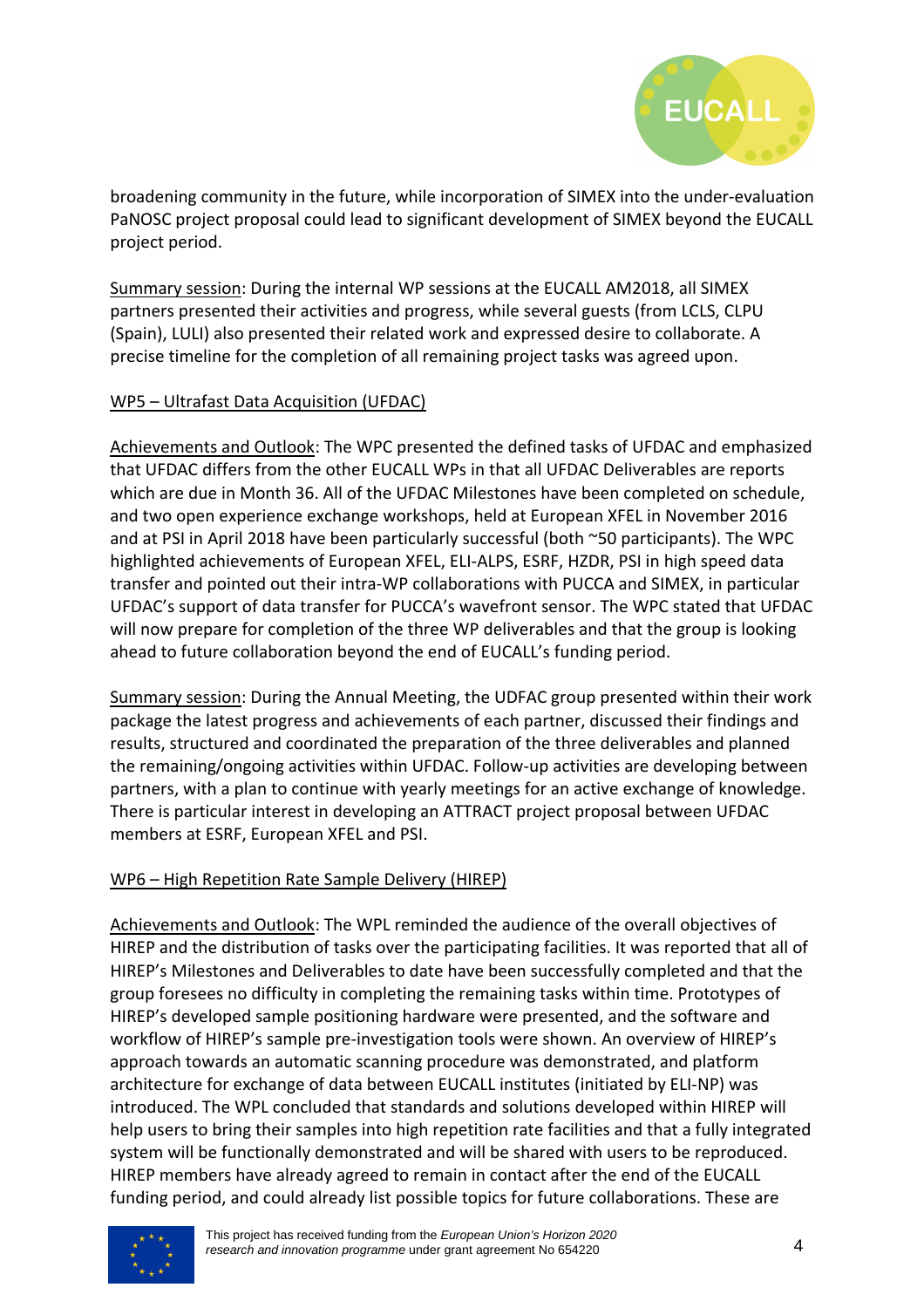broadening community in the future, while incorporation of SIMEX into the under-evaluation PaNOSC project proposal could lead to significant development of SIMEX beyond the EUCALL project period.

Summary session: During the internal WP sessions at the EUCALL AM2018, all SIMEX partners presented their activities and progress, while several guests (from LCLS, CLPU (Spain), LULI) also presented their related work and expressed desire to collaborate. A precise timeline for the completion of all remaining project tasks was agreed upon.

WP5 – Ultrafast Data Acquisition (UFDAC)

Achievements and Outlook: The WPC presented the defined tasks of UFDAC and emphasized that UFDAC differs from the other EUCALL WPs in that all UFDAC Deliverables are reports which are due in Month 36. All of the UFDAC Milestones have been completed on schedule, and two open experience exchange workshops, held at European XFEL in November 2016 and at PSI in April 2018 have been particularly successful (both ~50 participants). The WPC highlighted achievements of European XFEL, ELI-ALPS, ESRF, HZDR, PSI in high speed data transfer and pointed out their intra-WP collaborations with PUCCA and SIMEX, in particular UFDAC's support of data transfer for PUCCA's wavefront sensor. The WPC stated that UFDAC will now prepare for completion of the three WP deliverables and that the group is looking ahead to future collaboration beyond the end of EUCALL's funding period.

Summary session: During the Annual Meeting, the UDFAC group presented within their work package the latest progress and achievements of each partner, discussed their findings and results, structured and coordinated the preparation of the three deliverables and planned the remaining/ongoing activities within UFDAC. Follow-up activities are developing between partners, with a plan to continue with yearly meetings for an active exchange of knowledge. There is particular interest in developing an ATTRACT project proposal between UFDAC members at ESRF, European XFEL and PSI.

WP6 – High Repetition Rate Sample Delivery (HIREP)

Achievements and Outlook: The WPL reminded the audience of the overall objectives of HIREP and the distribution of tasks over the participating facilities. It was reported that all of HIREP's Milestones and Deliverables to date have been successfully completed and that the group foresees no difficulty in completing the remaining tasks within time. Prototypes of HIREP's developed sample positioning hardware were presented, and the software and workflow of HIREP's sample pre-investigation tools were shown. An overview of HIREP's approach towards an automatic scanning procedure was demonstrated, and platform architecture for exchange of data between EUCALL institutes (initiated by ELI-NP) was introduced. The WPL concluded that standards and solutions developed within HIREP will help users to bring their samples into high repetition rate facilities and that a fully integrated system will be functionally demonstrated and will be shared with users to be reproduced. HIREP members have already agreed to remain in contact after the end of the EUCALL funding period, and could already list possible topics for future collaborations. These are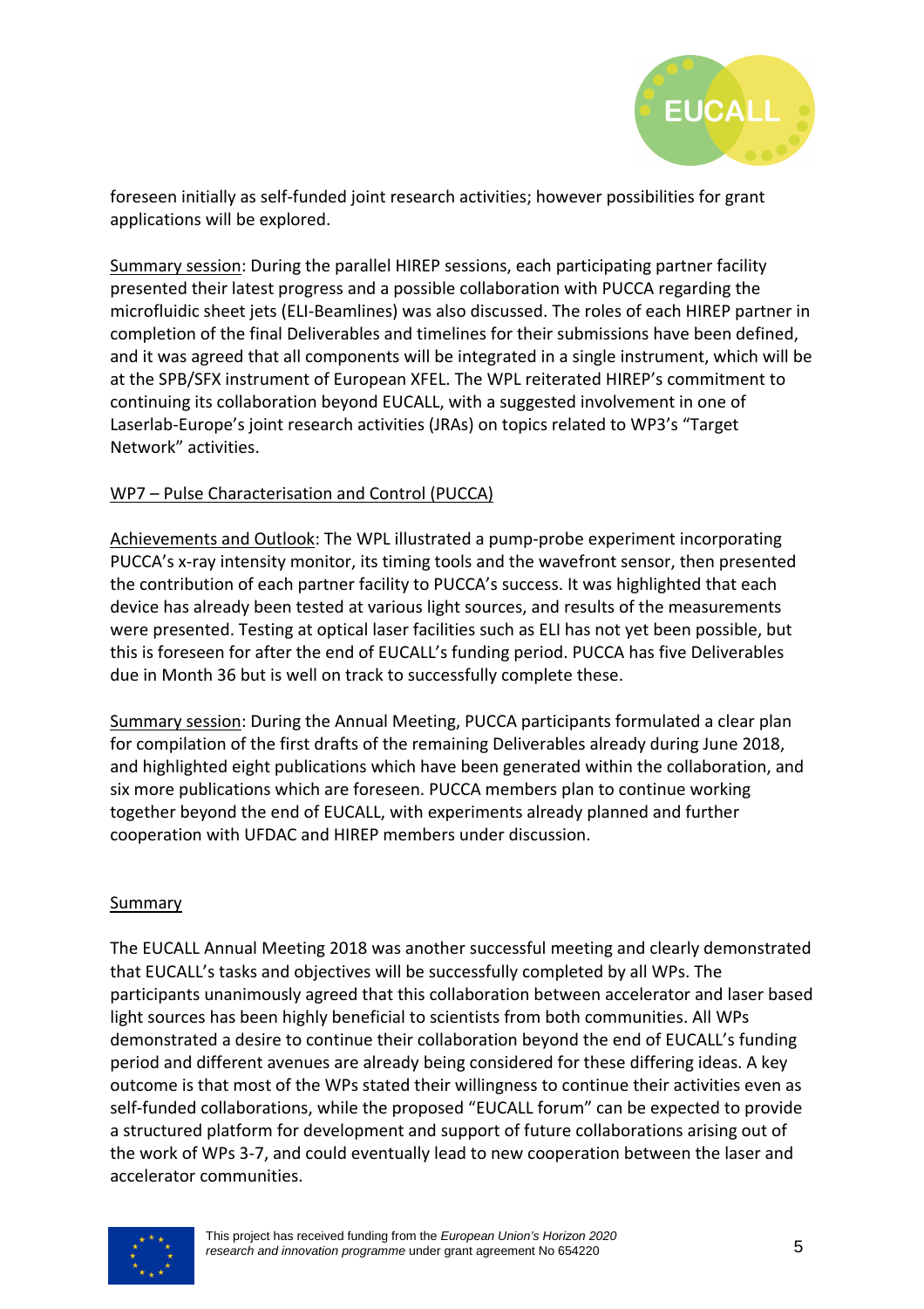foreseen initially as self-funded joint research activities; however possibilities for grant applications will be explored.

Summary session: During the parallel HIREP sessions, each participating partner facility presented their latest progress and a possible collaboration with PUCCA regarding the microfluidic sheet jets (ELI-Beamlines) was also discussed. The roles of each HIREP partner in completion of the final Deliverables and timelines for their submissions have been defined, and it was agreed that all components will be integrated in a single instrument, which will be at the SPB/SFX instrument of European XFEL. The WPL reiterated HIREP's commitment to continuing its collaboration beyond EUCALL, with a suggested involvement in one of Laserlab-Europe's joint research activities (JRAs) on topics related to WP3's "Target Network" activities.

## WP7 – Pulse Characterisation and Control (PUCCA)

Achievements and Outlook: The WPL illustrated a pump-probe experiment incorporating PUCCA's x-ray intensity monitor, its timing tools and the wavefront sensor, then presented the contribution of each partner facility to PUCCA's success. It was highlighted that each device has already been tested at various light sources, and results of the measurements were presented. Testing at optical laser facilities such as ELI has not yet been possible, but this is foreseen for after the end of EUCALL's funding period. PUCCA has five Deliverables due in Month 36 but is well on track to successfully complete these.

Summary session: During the Annual Meeting, PUCCA participants formulated a clear plan for compilation of the first drafts of the remaining Deliverables already during June 2018, and highlighted eight publications which have been generated within the collaboration, and six more publications which are foreseen. PUCCA members plan to continue working together beyond the end of EUCALL, with experiments already planned and further cooperation with UFDAC and HIREP members under discussion.

## Summary

The EUCALL Annual Meeting 2018 was another successful meeting and clearly demonstrated that EUCALL's tasks and objectives will be successfully completed by all WPs. The participants unanimously agreed that this collaboration between accelerator and laser based light sources has been highly beneficial to scientists from both communities. All WPs demonstrated a desire to continue their collaboration beyond the end of EUCALL's funding period and different avenues are already being considered for these differing ideas. A key outcome is that most of the WPs stated their willingness to continue their activities even as self-funded collaborations, while the proposed "EUCALL forum" can be expected to provide a structured platform for development and support of future collaborations arising out of the work of WPs 3-7, and could eventually lead to new cooperation between the laser and accelerator communities.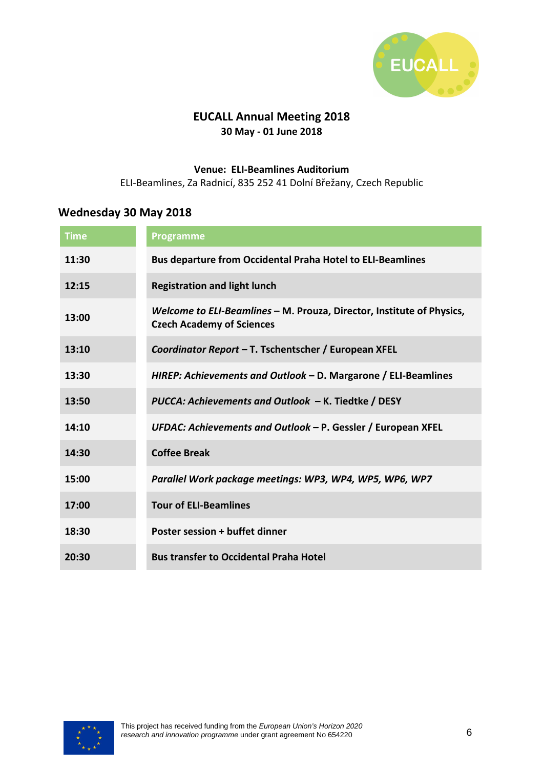# EUCALL Annual Meeting 2018

**30 May - 01 June 2018**

**Venue: ELI-Beamlines Auditorium**

ELI-Beamlines, Za Radnicí, 835 252 41 Dolní Břežany, Czech Republic

## Wednesday 30 May 2018

| Time | Programme |
|---|---|
| **11:30** | **Bus departure from Occidental Praha Hotel to ELI-Beamlines** |
| **12:15** | **Registration and light lunch** |
| **13:00** | ***Welcome to ELI-Beamlines* – M. Prouza, Director, Institute of Physics, Czech Academy of Sciences** |
| **13:10** | ***Coordinator Report* – T. Tschentscher / European XFEL** |
| **13:30** | ***HIREP: Achievements and Outlook* – D. Margarone / ELI-Beamlines** |
| **13:50** | ***PUCCA: Achievements and Outlook* – K. Tiedtke / DESY** |
| **14:10** | ***UFDAC: Achievements and Outlook* – P. Gessler / European XFEL** |
| **14:30** | **Coffee Break** |
| **15:00** | ***Parallel Work package meetings: WP3, WP4, WP5, WP6, WP7*** |
| **17:00** | **Tour of ELI-Beamlines** |
| **18:30** | **Poster session + buffet dinner** |
| **20:30** | **Bus transfer to Occidental Praha Hotel** |

This project has received funding from the *European Union's Horizon 2020 research and innovation programme* under grant agreement No 654220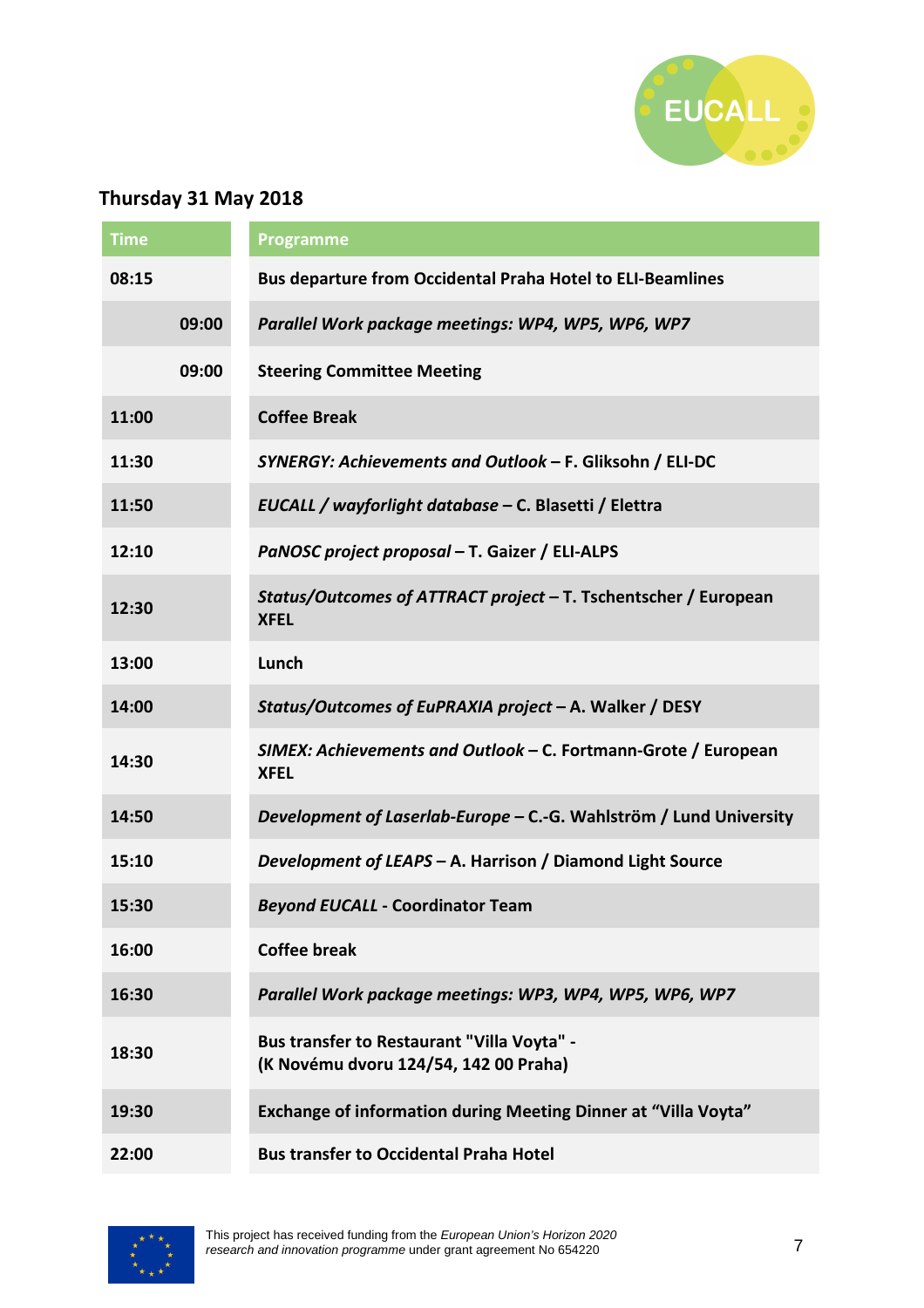## Thursday 31 May 2018

| Time | Programme |
|---|---|
| **08:15** | **Bus departure from Occidental Praha Hotel to ELI-Beamlines** |
| **09:00** | ***Parallel Work package meetings: WP4, WP5, WP6, WP7*** |
| **09:00** | **Steering Committee Meeting** |
| **11:00** | **Coffee Break** |
| **11:30** | ***SYNERGY: Achievements and Outlook* – F. Gliksohn / ELI-DC** |
| **11:50** | ***EUCALL / wayforlight database* – C. Blasetti / Elettra** |
| **12:10** | ***PaNOSC project proposal* – T. Gaizer / ELI-ALPS** |
| **12:30** | ***Status/Outcomes of ATTRACT project* – T. Tschentscher / European XFEL** |
| **13:00** | **Lunch** |
| **14:00** | ***Status/Outcomes of EuPRAXIA project* – A. Walker / DESY** |
| **14:30** | ***SIMEX: Achievements and Outlook* – C. Fortmann-Grote / European XFEL** |
| **14:50** | ***Development of Laserlab-Europe* – C.-G. Wahlström / Lund University** |
| **15:10** | ***Development of LEAPS* – A. Harrison / Diamond Light Source** |
| **15:30** | ***Beyond EUCALL* - Coordinator Team** |
| **16:00** | **Coffee break** |
| **16:30** | ***Parallel Work package meetings: WP3, WP4, WP5, WP6, WP7*** |
| **18:30** | **Bus transfer to Restaurant "Villa Voyta" - (K Novému dvoru 124/54, 142 00 Praha)** |
| **19:30** | **Exchange of information during Meeting Dinner at “Villa Voyta”** |
| **22:00** | **Bus transfer to Occidental Praha Hotel** |

This project has received funding from the *European Union’s Horizon 2020 research and innovation programme* under grant agreement No 654220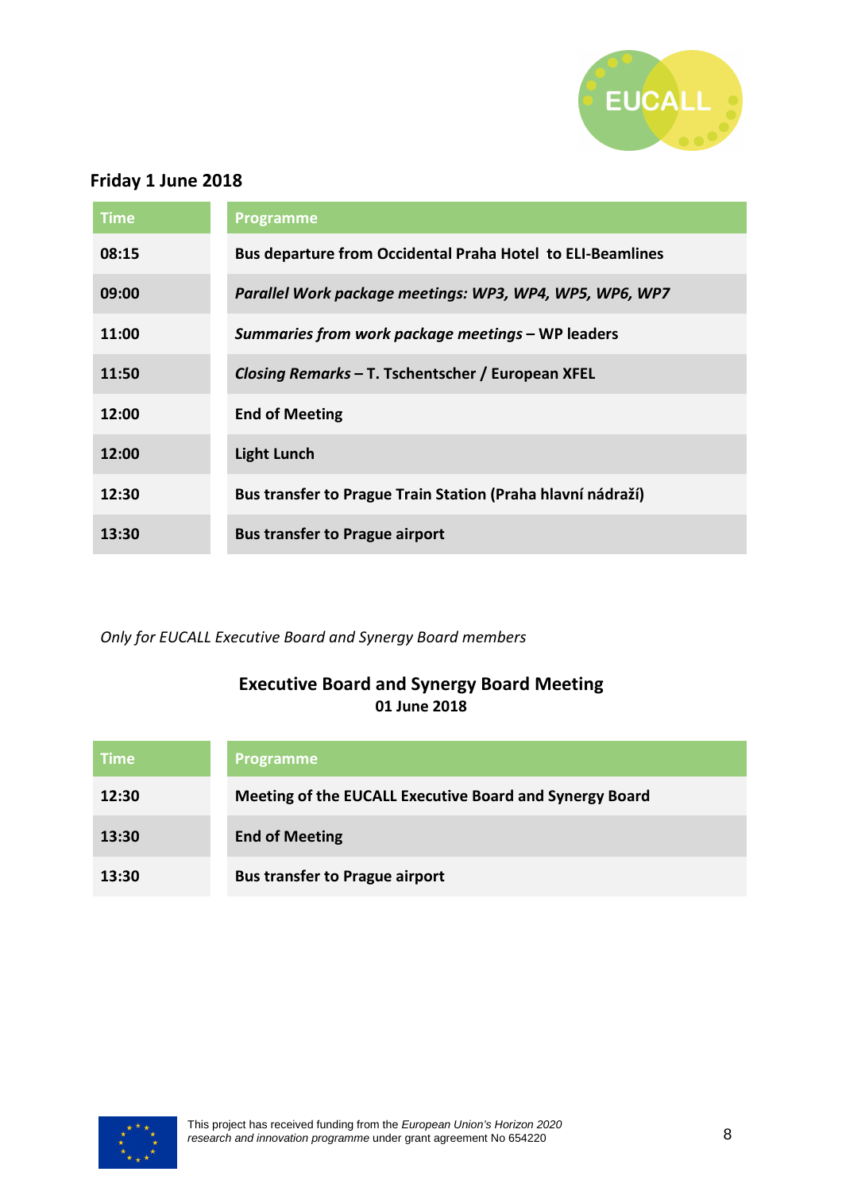### Friday 1 June 2018

| Time | Programme |
|---|---|
| **08:15** | **Bus departure from Occidental Praha Hotel to ELI-Beamlines** |
| **09:00** | ***Parallel Work package meetings: WP3, WP4, WP5, WP6, WP7*** |
| **11:00** | ***Summaries from work package meetings* – WP leaders** |
| **11:50** | ***Closing Remarks* – T. Tschentscher / European XFEL** |
| **12:00** | **End of Meeting** |
| **12:00** | **Light Lunch** |
| **12:30** | **Bus transfer to Prague Train Station (Praha hlavní nádraží)** |
| **13:30** | **Bus transfer to Prague airport** |

*Only for EUCALL Executive Board and Synergy Board members*

## Executive Board and Synergy Board Meeting

**01 June 2018**

| Time | Programme |
|---|---|
| **12:30** | **Meeting of the EUCALL Executive Board and Synergy Board** |
| **13:30** | **End of Meeting** |
| **13:30** | **Bus transfer to Prague airport** |

This project has received funding from the *European Union's Horizon 2020 research and innovation programme* under grant agreement No 654220